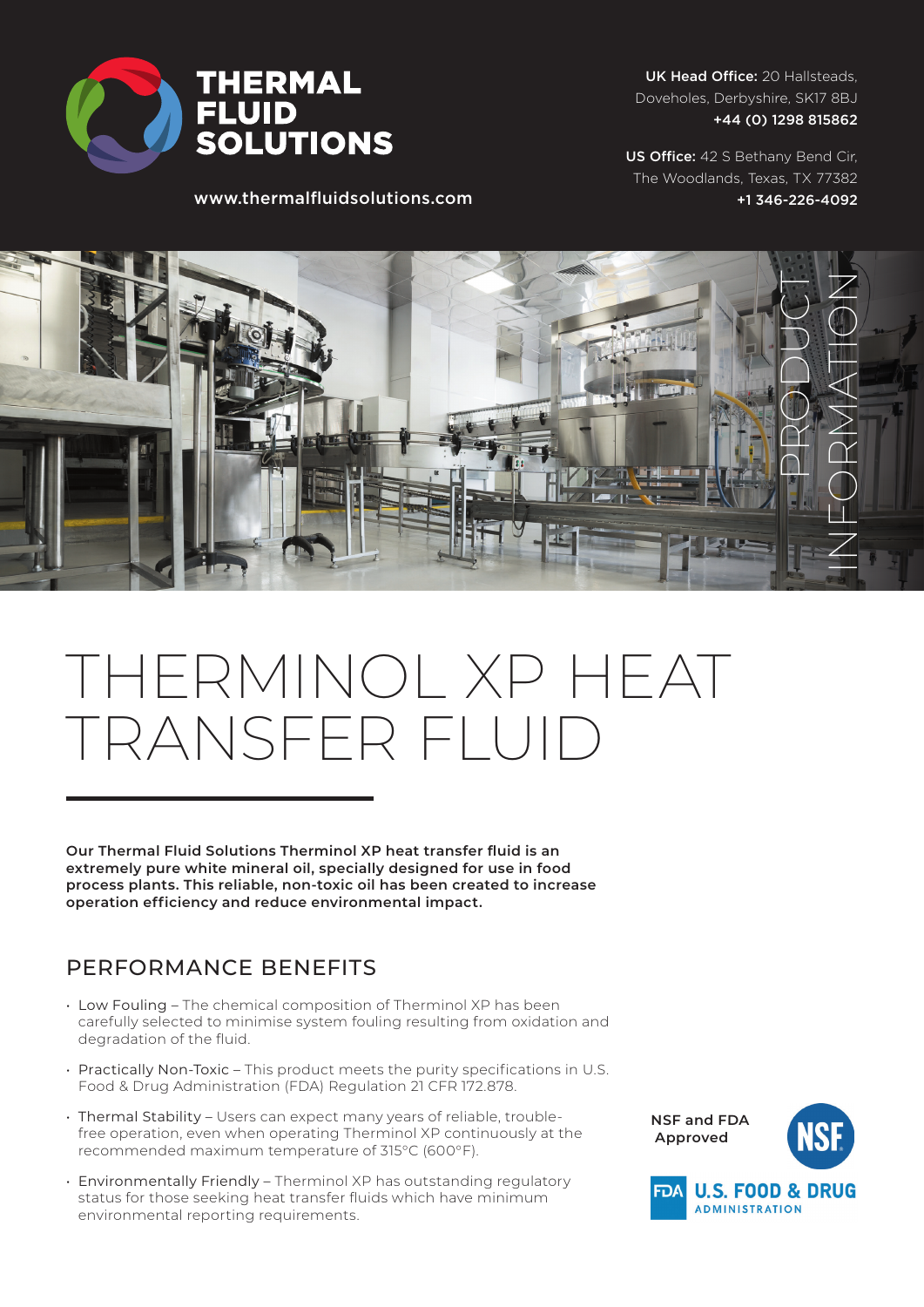THERMAL FLUID SOLUTIONS

www.thermalfluidsolutions.com

**UK Head Office:** 20 Hallsteads, Doveholes, Derbyshire, SK17 8BJ
**+44 (0) 1298 815862**

**US Office:** 42 S Bethany Bend Cir, The Woodlands, Texas, TX 77382
**+1 346-226-4092**

PRODUCT INFORMATION

# THERMINOL XP HEAT TRANSFER FLUID

**Our Thermal Fluid Solutions Therminol XP heat transfer fluid is an extremely pure white mineral oil, specially designed for use in food process plants. This reliable, non-toxic oil has been created to increase operation efficiency and reduce environmental impact.**

## PERFORMANCE BENEFITS

- Low Fouling – The chemical composition of Therminol XP has been carefully selected to minimise system fouling resulting from oxidation and degradation of the fluid.
- Practically Non-Toxic – This product meets the purity specifications in U.S. Food & Drug Administration (FDA) Regulation 21 CFR 172.878.
- Thermal Stability – Users can expect many years of reliable, trouble-free operation, even when operating Therminol XP continuously at the recommended maximum temperature of 315°C (600°F).
- Environmentally Friendly – Therminol XP has outstanding regulatory status for those seeking heat transfer fluids which have minimum environmental reporting requirements.

NSF and FDA Approved

NSF

FDA U.S. FOOD & DRUG ADMINISTRATION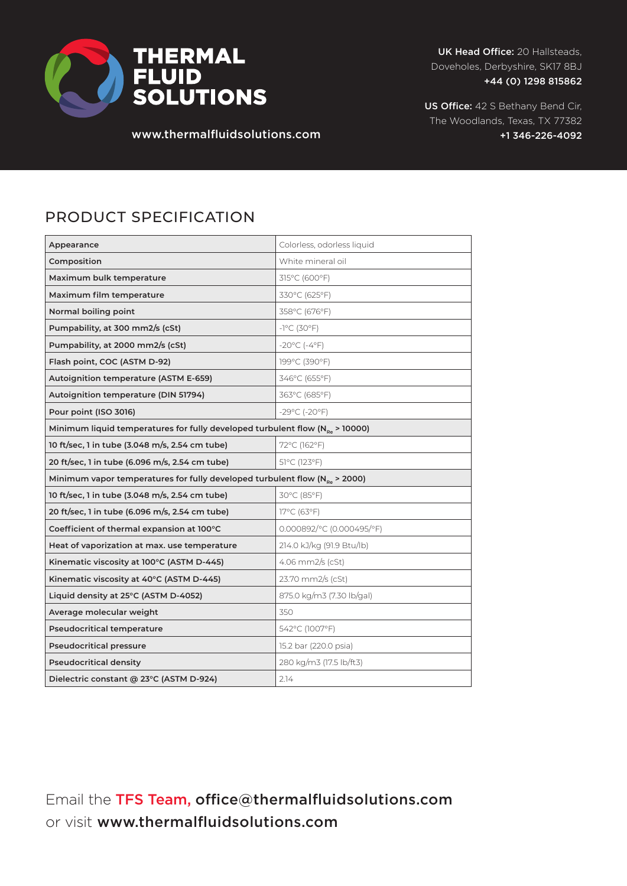**THERMAL FLUID SOLUTIONS**

www.thermalfluidsolutions.com

**UK Head Office:** 20 Hallsteads, Doveholes, Derbyshire, SK17 8BJ
**+44 (0) 1298 815862**

**US Office:** 42 S Bethany Bend Cir, The Woodlands, Texas, TX 77382
**+1 346-226-4092**

## PRODUCT SPECIFICATION

| | |
|---|---|
| **Appearance** | Colorless, odorless liquid |
| **Composition** | White mineral oil |
| **Maximum bulk temperature** | 315°C (600°F) |
| **Maximum film temperature** | 330°C (625°F) |
| **Normal boiling point** | 358°C (676°F) |
| **Pumpability, at 300 mm2/s (cSt)** | -1°C (30°F) |
| **Pumpability, at 2000 mm2/s (cSt)** | -20°C (-4°F) |
| **Flash point, COC (ASTM D-92)** | 199°C (390°F) |
| **Autoignition temperature (ASTM E-659)** | 346°C (655°F) |
| **Autoignition temperature (DIN 51794)** | 363°C (685°F) |
| **Pour point (ISO 3016)** | -29°C (-20°F) |
| **Minimum liquid temperatures for fully developed turbulent flow ($N_{Re}$ > 10000)** | |
| **10 ft/sec, 1 in tube (3.048 m/s, 2.54 cm tube)** | 72°C (162°F) |
| **20 ft/sec, 1 in tube (6.096 m/s, 2.54 cm tube)** | 51°C (123°F) |
| **Minimum vapor temperatures for fully developed turbulent flow ($N_{Re}$ > 2000)** | |
| **10 ft/sec, 1 in tube (3.048 m/s, 2.54 cm tube)** | 30°C (85°F) |
| **20 ft/sec, 1 in tube (6.096 m/s, 2.54 cm tube)** | 17°C (63°F) |
| **Coefficient of thermal expansion at 100°C** | 0.000892/°C (0.000495/°F) |
| **Heat of vaporization at max. use temperature** | 214.0 kJ/kg (91.9 Btu/lb) |
| **Kinematic viscosity at 100°C (ASTM D-445)** | 4.06 mm2/s (cSt) |
| **Kinematic viscosity at 40°C (ASTM D-445)** | 23.70 mm2/s (cSt) |
| **Liquid density at 25°C (ASTM D-4052)** | 875.0 kg/m3 (7.30 lb/gal) |
| **Average molecular weight** | 350 |
| **Pseudocritical temperature** | 542°C (1007°F) |
| **Pseudocritical pressure** | 15.2 bar (220.0 psia) |
| **Pseudocritical density** | 280 kg/m3 (17.5 lb/ft3) |
| **Dielectric constant @ 23°C (ASTM D-924)** | 2.14 |

Email the **TFS Team, office@thermalfluidsolutions.com**
or visit **www.thermalfluidsolutions.com**